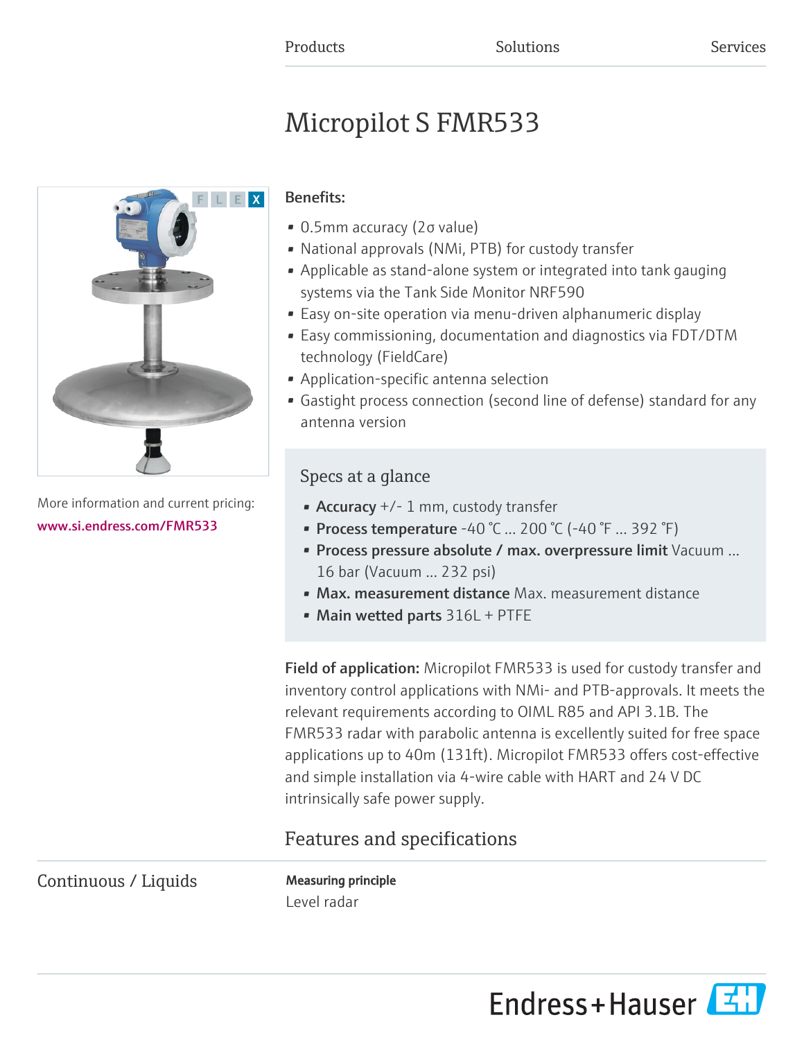Products Solutions Services

# Micropilot S FMR533

More information and current pricing:
www.si.endress.com/FMR533

**Benefits:**

- 0.5mm accuracy (2σ value)
- National approvals (NMi, PTB) for custody transfer
- Applicable as stand-alone system or integrated into tank gauging systems via the Tank Side Monitor NRF590
- Easy on-site operation via menu-driven alphanumeric display
- Easy commissioning, documentation and diagnostics via FDT/DTM technology (FieldCare)
- Application-specific antenna selection
- Gastight process connection (second line of defense) standard for any antenna version

## Specs at a glance

- **Accuracy** +/- 1 mm, custody transfer
- **Process temperature** -40 °C ... 200 °C (-40 °F ... 392 °F)
- **Process pressure absolute / max. overpressure limit** Vacuum ... 16 bar (Vacuum ... 232 psi)
- **Max. measurement distance** Max. measurement distance
- **Main wetted parts** 316L + PTFE

**Field of application:** Micropilot FMR533 is used for custody transfer and inventory control applications with NMi- and PTB-approvals. It meets the relevant requirements according to OIML R85 and API 3.1B. The FMR533 radar with parabolic antenna is excellently suited for free space applications up to 40m (131ft). Micropilot FMR533 offers cost-effective and simple installation via 4-wire cable with HART and 24 V DC intrinsically safe power supply.

## Features and specifications

Continuous / Liquids

**Measuring principle**

Level radar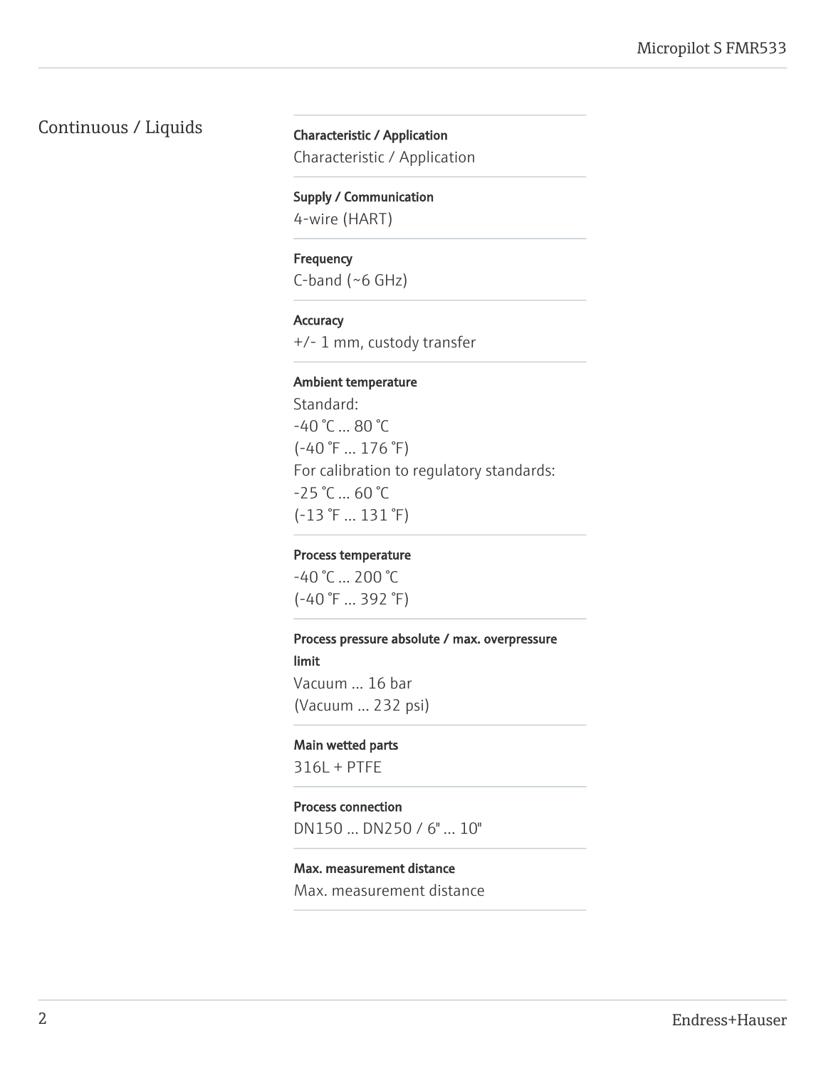## Continuous / Liquids

**Characteristic / Application**

Characteristic / Application

**Supply / Communication**

4-wire (HART)

**Frequency**

C-band (~6 GHz)

**Accuracy**

+/- 1 mm, custody transfer

**Ambient temperature**

Standard:
-40 °C ... 80 °C
(-40 °F ... 176 °F)
For calibration to regulatory standards:
-25 °C ... 60 °C
(-13 °F ... 131 °F)

**Process temperature**

-40 °C ... 200 °C
(-40 °F ... 392 °F)

**Process pressure absolute / max. overpressure limit**

Vacuum ... 16 bar
(Vacuum ... 232 psi)

**Main wetted parts**

316L + PTFE

**Process connection**

DN150 ... DN250 / 6" ... 10"

**Max. measurement distance**

Max. measurement distance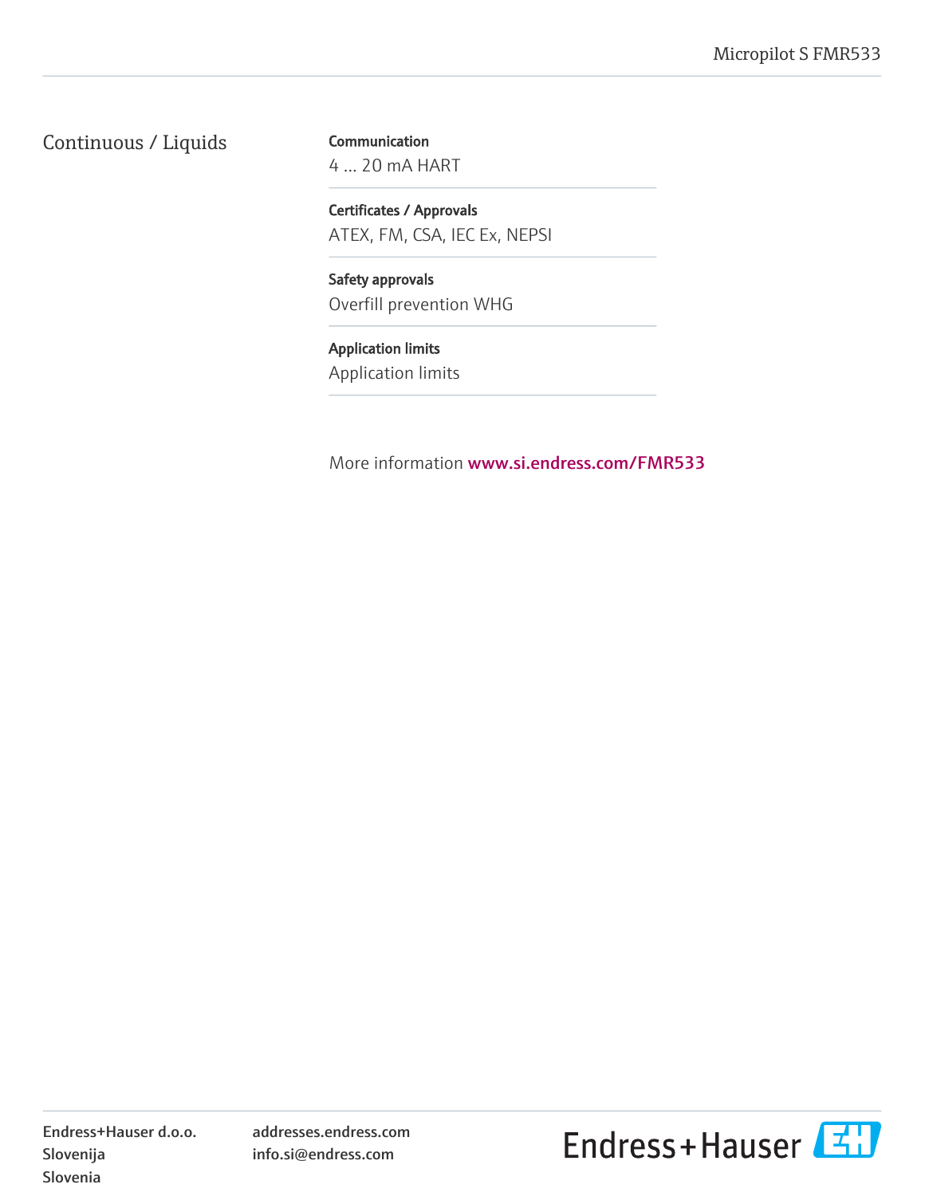## Continuous / Liquids

**Communication**
4 ... 20 mA HART

**Certificates / Approvals**
ATEX, FM, CSA, IEC Ex, NEPSI

**Safety approvals**
Overfill prevention WHG

**Application limits**
Application limits

More information **www.si.endress.com/FMR533**

Endress+Hauser d.o.o.
Slovenija
Slovenia

addresses.endress.com
info.si@endress.com

Endress+Hauser